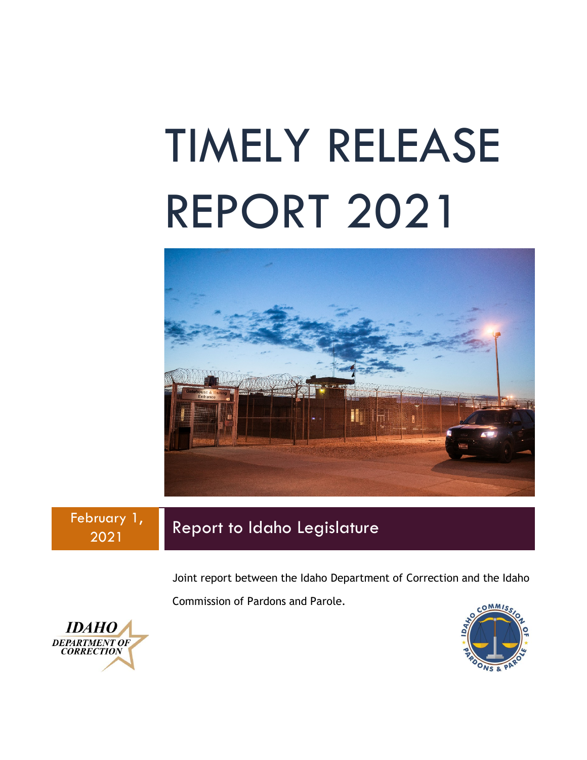# TIMELY RELEASE REPORT 2021

February 1, 2021

## Report to Idaho Legislature

Joint report between the Idaho Department of Correction and the Idaho Commission of Pardons and Parole.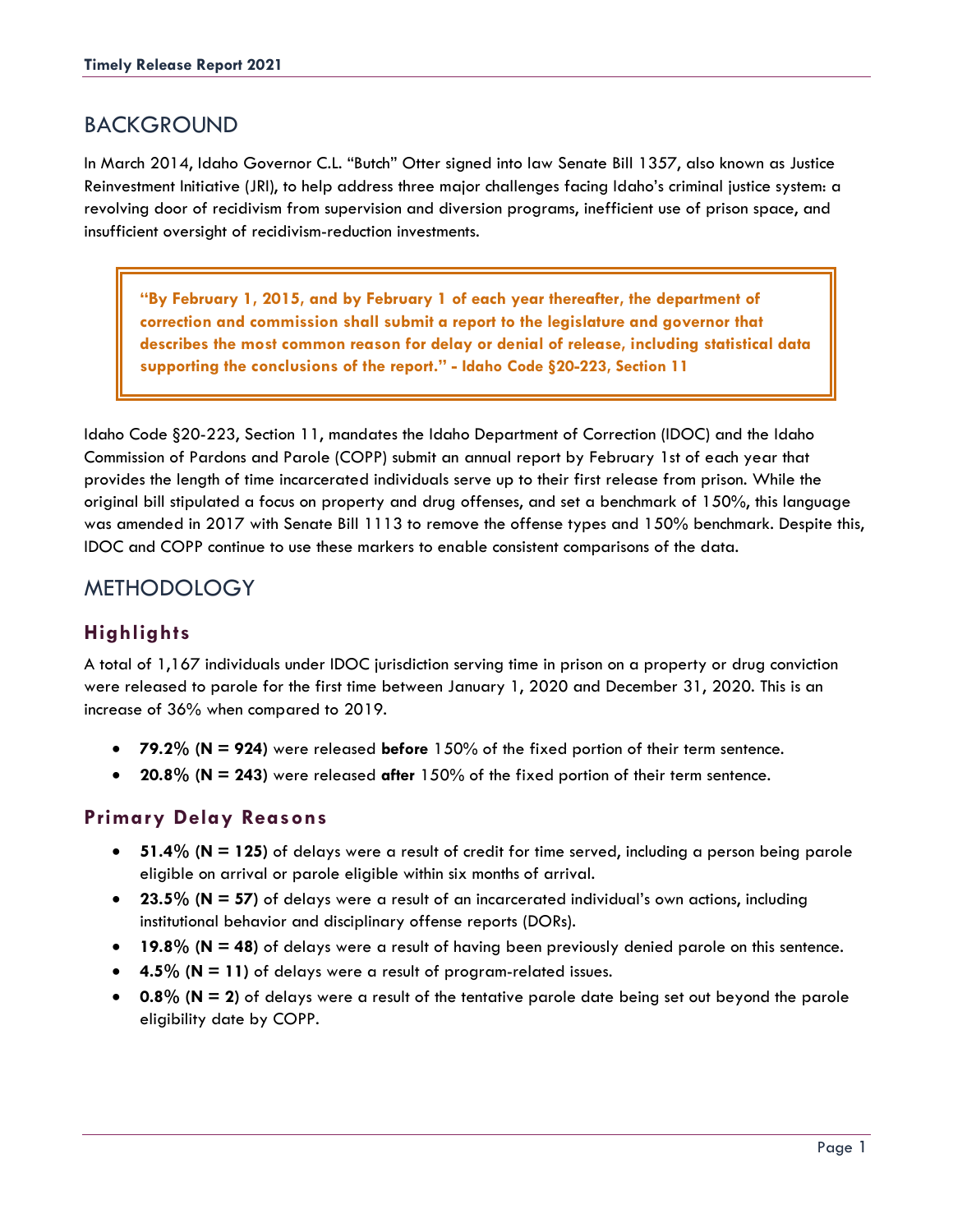## BACKGROUND

In March 2014, Idaho Governor C.L. "Butch" Otter signed into law Senate Bill 1357, also known as Justice Reinvestment Initiative (JRI), to help address three major challenges facing Idaho's criminal justice system: a revolving door of recidivism from supervision and diversion programs, inefficient use of prison space, and insufficient oversight of recidivism-reduction investments.

> **"By February 1, 2015, and by February 1 of each year thereafter, the department of correction and commission shall submit a report to the legislature and governor that describes the most common reason for delay or denial of release, including statistical data supporting the conclusions of the report." - Idaho Code §20-223, Section 11**

Idaho Code §20-223, Section 11, mandates the Idaho Department of Correction (IDOC) and the Idaho Commission of Pardons and Parole (COPP) submit an annual report by February 1st of each year that provides the length of time incarcerated individuals serve up to their first release from prison. While the original bill stipulated a focus on property and drug offenses, and set a benchmark of 150%, this language was amended in 2017 with Senate Bill 1113 to remove the offense types and 150% benchmark. Despite this, IDOC and COPP continue to use these markers to enable consistent comparisons of the data.

## METHODOLOGY

### Highlights

A total of 1,167 individuals under IDOC jurisdiction serving time in prison on a property or drug conviction were released to parole for the first time between January 1, 2020 and December 31, 2020. This is an increase of 36% when compared to 2019.

- **79.2% (N = 924)** were released **before** 150% of the fixed portion of their term sentence.
- **20.8% (N = 243)** were released **after** 150% of the fixed portion of their term sentence.

### Primary Delay Reasons

- **51.4% (N = 125)** of delays were a result of credit for time served, including a person being parole eligible on arrival or parole eligible within six months of arrival.
- **23.5% (N = 57)** of delays were a result of an incarcerated individual's own actions, including institutional behavior and disciplinary offense reports (DORs).
- **19.8% (N = 48)** of delays were a result of having been previously denied parole on this sentence.
- **4.5% (N = 11)** of delays were a result of program-related issues.
- **0.8% (N = 2)** of delays were a result of the tentative parole date being set out beyond the parole eligibility date by COPP.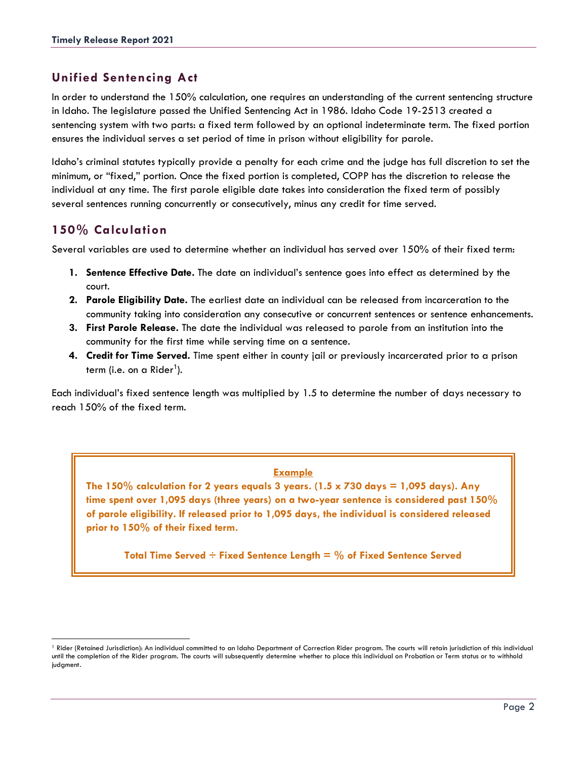## Unified Sentencing Act

In order to understand the 150% calculation, one requires an understanding of the current sentencing structure in Idaho. The legislature passed the Unified Sentencing Act in 1986. Idaho Code 19-2513 created a sentencing system with two parts: a fixed term followed by an optional indeterminate term. The fixed portion ensures the individual serves a set period of time in prison without eligibility for parole.

Idaho's criminal statutes typically provide a penalty for each crime and the judge has full discretion to set the minimum, or "fixed," portion. Once the fixed portion is completed, COPP has the discretion to release the individual at any time. The first parole eligible date takes into consideration the fixed term of possibly several sentences running concurrently or consecutively, minus any credit for time served.

## 150% Calculation

Several variables are used to determine whether an individual has served over 150% of their fixed term:

1. **Sentence Effective Date.** The date an individual's sentence goes into effect as determined by the court.
2. **Parole Eligibility Date.** The earliest date an individual can be released from incarceration to the community taking into consideration any consecutive or concurrent sentences or sentence enhancements.
3. **First Parole Release.** The date the individual was released to parole from an institution into the community for the first time while serving time on a sentence.
4. **Credit for Time Served.** Time spent either in county jail or previously incarcerated prior to a prison term (i.e. on a Rider[1]).

Each individual's fixed sentence length was multiplied by 1.5 to determine the number of days necessary to reach 150% of the fixed term.

**Example**

**The 150% calculation for 2 years equals 3 years. (1.5 x 730 days = 1,095 days). Any time spent over 1,095 days (three years) on a two-year sentence is considered past 150% of parole eligibility. If released prior to 1,095 days, the individual is considered released prior to 150% of their fixed term.**

**Total Time Served ÷ Fixed Sentence Length = % of Fixed Sentence Served**

---

[1] Rider (Retained Jurisdiction): An individual committed to an Idaho Department of Correction Rider program. The courts will retain jurisdiction of this individual until the completion of the Rider program. The courts will subsequently determine whether to place this individual on Probation or Term status or to withhold judgment.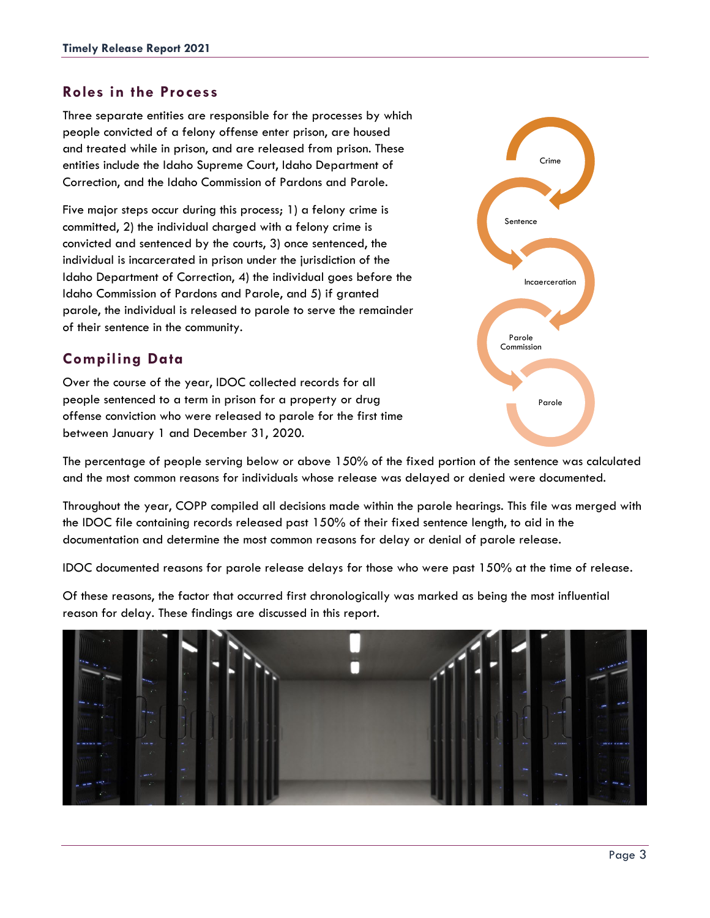## Roles in the Process

Three separate entities are responsible for the processes by which people convicted of a felony offense enter prison, are housed and treated while in prison, and are released from prison. These entities include the Idaho Supreme Court, Idaho Department of Correction, and the Idaho Commission of Pardons and Parole.

Five major steps occur during this process; 1) a felony crime is committed, 2) the individual charged with a felony crime is convicted and sentenced by the courts, 3) once sentenced, the individual is incarcerated in prison under the jurisdiction of the Idaho Department of Correction, 4) the individual goes before the Idaho Commission of Pardons and Parole, and 5) if granted parole, the individual is released to parole to serve the remainder of their sentence in the community.

Crime → Sentence → Incaerceration → Parole Commission → Parole

## Compiling Data

Over the course of the year, IDOC collected records for all people sentenced to a term in prison for a property or drug offense conviction who were released to parole for the first time between January 1 and December 31, 2020.

The percentage of people serving below or above 150% of the fixed portion of the sentence was calculated and the most common reasons for individuals whose release was delayed or denied were documented.

Throughout the year, COPP compiled all decisions made within the parole hearings. This file was merged with the IDOC file containing records released past 150% of their fixed sentence length, to aid in the documentation and determine the most common reasons for delay or denial of parole release.

IDOC documented reasons for parole release delays for those who were past 150% at the time of release.

Of these reasons, the factor that occurred first chronologically was marked as being the most influential reason for delay. These findings are discussed in this report.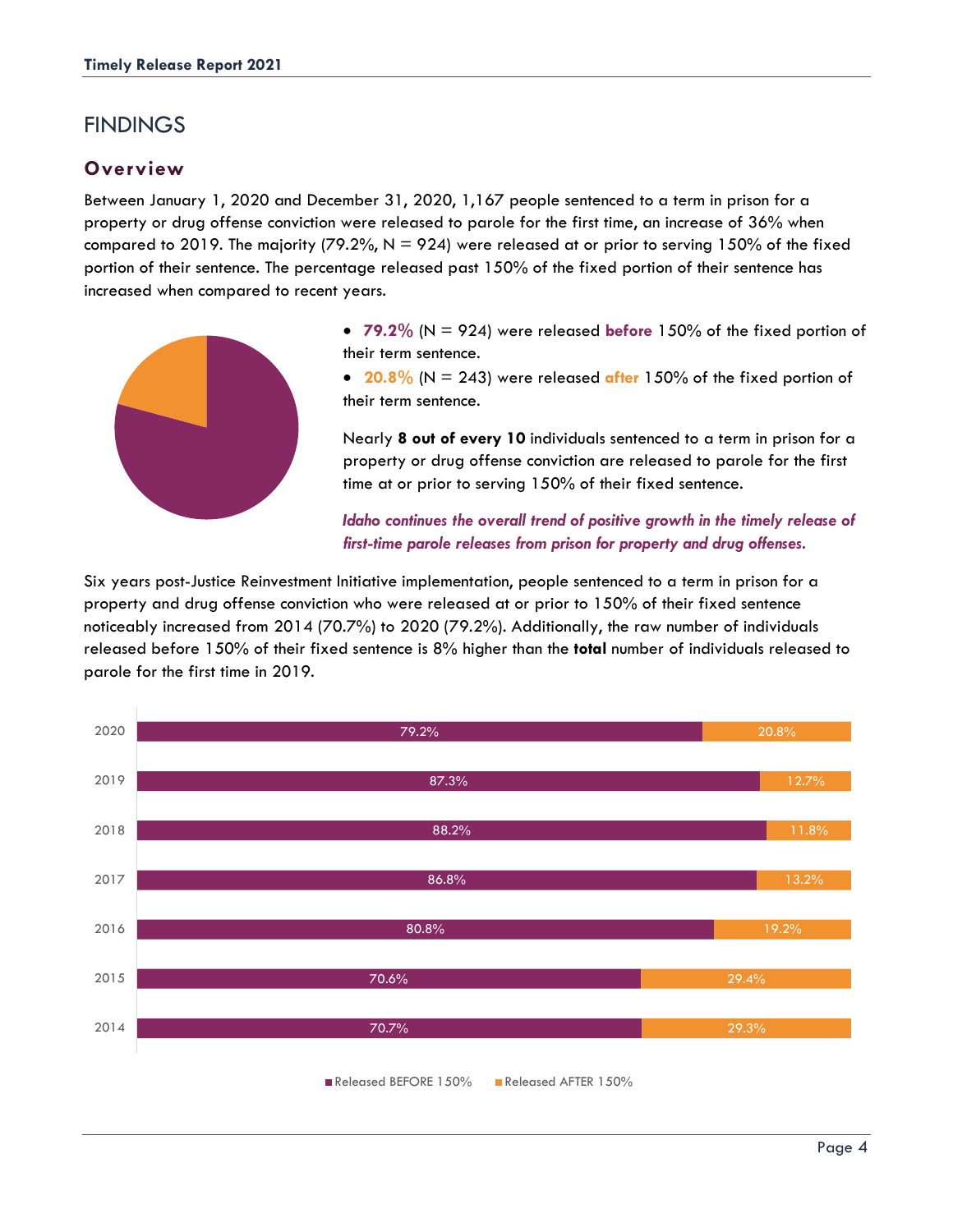# FINDINGS

## Overview

Between January 1, 2020 and December 31, 2020, 1,167 people sentenced to a term in prison for a property or drug offense conviction were released to parole for the first time, an increase of 36% when compared to 2019. The majority (79.2%, N = 924) were released at or prior to serving 150% of the fixed portion of their sentence. The percentage released past 150% of the fixed portion of their sentence has increased when compared to recent years.

- **79.2%** (N = 924) were released **before** 150% of the fixed portion of their term sentence.
- **20.8%** (N = 243) were released **after** 150% of the fixed portion of their term sentence.

Nearly **8 out of every 10** individuals sentenced to a term in prison for a property or drug offense conviction are released to parole for the first time at or prior to serving 150% of their fixed sentence.

***Idaho continues the overall trend of positive growth in the timely release of first-time parole releases from prison for property and drug offenses.***

Six years post-Justice Reinvestment Initiative implementation, people sentenced to a term in prison for a property and drug offense conviction who were released at or prior to 150% of their fixed sentence noticeably increased from 2014 (70.7%) to 2020 (79.2%). Additionally, the raw number of individuals released before 150% of their fixed sentence is 8% higher than the **total** number of individuals released to parole for the first time in 2019.

| Year | Released BEFORE 150% | Released AFTER 150% |
|---|---|---|
| 2020 | 79.2% | 20.8% |
| 2019 | 87.3% | 12.7% |
| 2018 | 88.2% | 11.8% |
| 2017 | 86.8% | 13.2% |
| 2016 | 80.8% | 19.2% |
| 2015 | 70.6% | 29.4% |
| 2014 | 70.7% | 29.3% |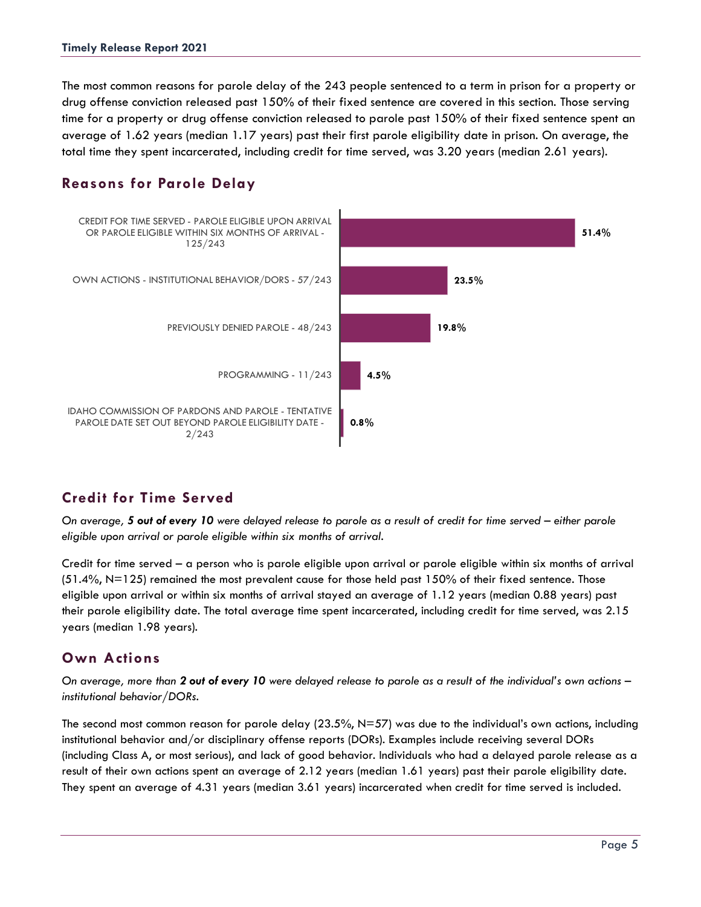The most common reasons for parole delay of the 243 people sentenced to a term in prison for a property or drug offense conviction released past 150% of their fixed sentence are covered in this section. Those serving time for a property or drug offense conviction released to parole past 150% of their fixed sentence spent an average of 1.62 years (median 1.17 years) past their first parole eligibility date in prison. On average, the total time they spent incarcerated, including credit for time served, was 3.20 years (median 2.61 years).

## Reasons for Parole Delay

| Reason | Percent |
|---|---|
| CREDIT FOR TIME SERVED - PAROLE ELIGIBLE UPON ARRIVAL OR PAROLE ELIGIBLE WITHIN SIX MONTHS OF ARRIVAL - 125/243 | 51.4% |
| OWN ACTIONS - INSTITUTIONAL BEHAVIOR/DORS - 57/243 | 23.5% |
| PREVIOUSLY DENIED PAROLE - 48/243 | 19.8% |
| PROGRAMMING - 11/243 | 4.5% |
| IDAHO COMMISSION OF PARDONS AND PAROLE - TENTATIVE PAROLE DATE SET OUT BEYOND PAROLE ELIGIBILITY DATE - 2/243 | 0.8% |

## Credit for Time Served

*On average, **5 out of every 10** were delayed release to parole as a result of credit for time served – either parole eligible upon arrival or parole eligible within six months of arrival.*

Credit for time served – a person who is parole eligible upon arrival or parole eligible within six months of arrival (51.4%, N=125) remained the most prevalent cause for those held past 150% of their fixed sentence. Those eligible upon arrival or within six months of arrival stayed an average of 1.12 years (median 0.88 years) past their parole eligibility date. The total average time spent incarcerated, including credit for time served, was 2.15 years (median 1.98 years).

## Own Actions

*On average, more than **2 out of every 10** were delayed release to parole as a result of the individual's own actions – institutional behavior/DORs.*

The second most common reason for parole delay (23.5%, N=57) was due to the individual's own actions, including institutional behavior and/or disciplinary offense reports (DORs). Examples include receiving several DORs (including Class A, or most serious), and lack of good behavior. Individuals who had a delayed parole release as a result of their own actions spent an average of 2.12 years (median 1.61 years) past their parole eligibility date. They spent an average of 4.31 years (median 3.61 years) incarcerated when credit for time served is included.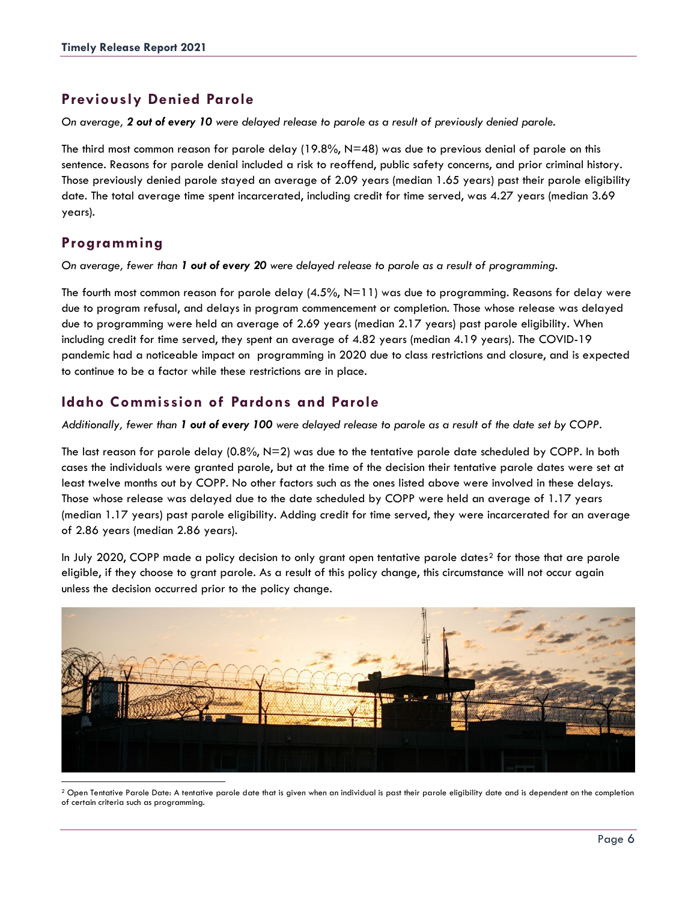## Previously Denied Parole

*On average,* ***2 out of every 10*** *were delayed release to parole as a result of previously denied parole.*

The third most common reason for parole delay (19.8%, N=48) was due to previous denial of parole on this sentence. Reasons for parole denial included a risk to reoffend, public safety concerns, and prior criminal history. Those previously denied parole stayed an average of 2.09 years (median 1.65 years) past their parole eligibility date. The total average time spent incarcerated, including credit for time served, was 4.27 years (median 3.69 years).

## Programming

*On average, fewer than* ***1 out of every 20*** *were delayed release to parole as a result of programming.*

The fourth most common reason for parole delay (4.5%, N=11) was due to programming. Reasons for delay were due to program refusal, and delays in program commencement or completion. Those whose release was delayed due to programming were held an average of 2.69 years (median 2.17 years) past parole eligibility. When including credit for time served, they spent an average of 4.82 years (median 4.19 years). The COVID-19 pandemic had a noticeable impact on programming in 2020 due to class restrictions and closure, and is expected to continue to be a factor while these restrictions are in place.

## Idaho Commission of Pardons and Parole

*Additionally, fewer than* ***1 out of every 100*** *were delayed release to parole as a result of the date set by COPP.*

The last reason for parole delay (0.8%, N=2) was due to the tentative parole date scheduled by COPP. In both cases the individuals were granted parole, but at the time of the decision their tentative parole dates were set at least twelve months out by COPP. No other factors such as the ones listed above were involved in these delays. Those whose release was delayed due to the date scheduled by COPP were held an average of 1.17 years (median 1.17 years) past parole eligibility. Adding credit for time served, they were incarcerated for an average of 2.86 years (median 2.86 years).

In July 2020, COPP made a policy decision to only grant open tentative parole dates[2] for those that are parole eligible, if they choose to grant parole. As a result of this policy change, this circumstance will not occur again unless the decision occurred prior to the policy change.

[2] Open Tentative Parole Date: A tentative parole date that is given when an individual is past their parole eligibility date and is dependent on the completion of certain criteria such as programming.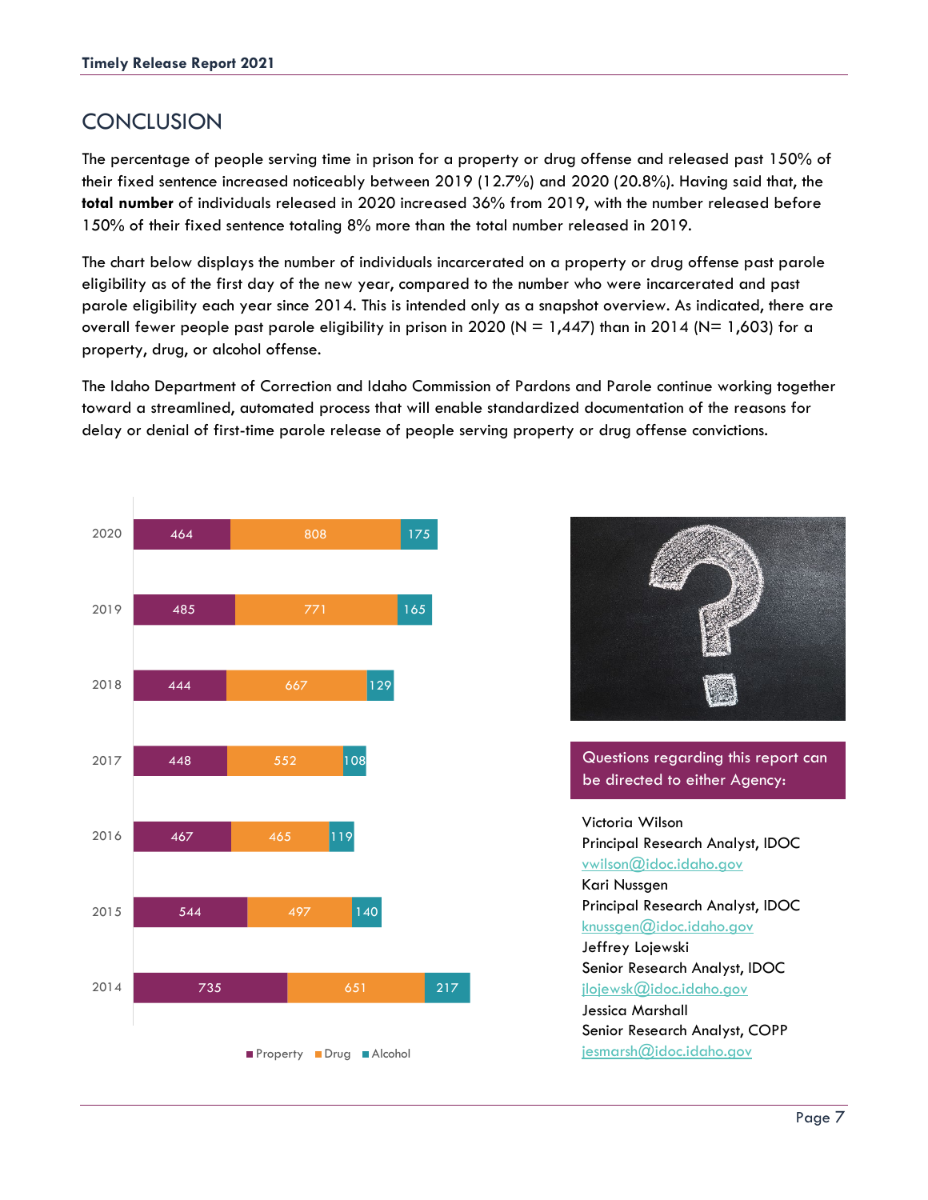# CONCLUSION

The percentage of people serving time in prison for a property or drug offense and released past 150% of their fixed sentence increased noticeably between 2019 (12.7%) and 2020 (20.8%). Having said that, the **total number** of individuals released in 2020 increased 36% from 2019, with the number released before 150% of their fixed sentence totaling 8% more than the total number released in 2019.

The chart below displays the number of individuals incarcerated on a property or drug offense past parole eligibility as of the first day of the new year, compared to the number who were incarcerated and past parole eligibility each year since 2014. This is intended only as a snapshot overview. As indicated, there are overall fewer people past parole eligibility in prison in 2020 (N = 1,447) than in 2014 (N= 1,603) for a property, drug, or alcohol offense.

The Idaho Department of Correction and Idaho Commission of Pardons and Parole continue working together toward a streamlined, automated process that will enable standardized documentation of the reasons for delay or denial of first-time parole release of people serving property or drug offense convictions.

2020: 464, 808, 175
2019: 485, 771, 165
2018: 444, 667, 129
2017: 448, 552, 108
2016: 467, 465, 119
2015: 544, 497, 140
2014: 735, 651, 217

Property, Drug, Alcohol

**Questions regarding this report can be directed to either Agency:**

Victoria Wilson
Principal Research Analyst, IDOC
vwilson@idoc.idaho.gov

Kari Nussgen
Principal Research Analyst, IDOC
knussgen@idoc.idaho.gov

Jeffrey Lojewski
Senior Research Analyst, IDOC
jlojewsk@idoc.idaho.gov

Jessica Marshall
Senior Research Analyst, COPP
jesmarsh@idoc.idaho.gov